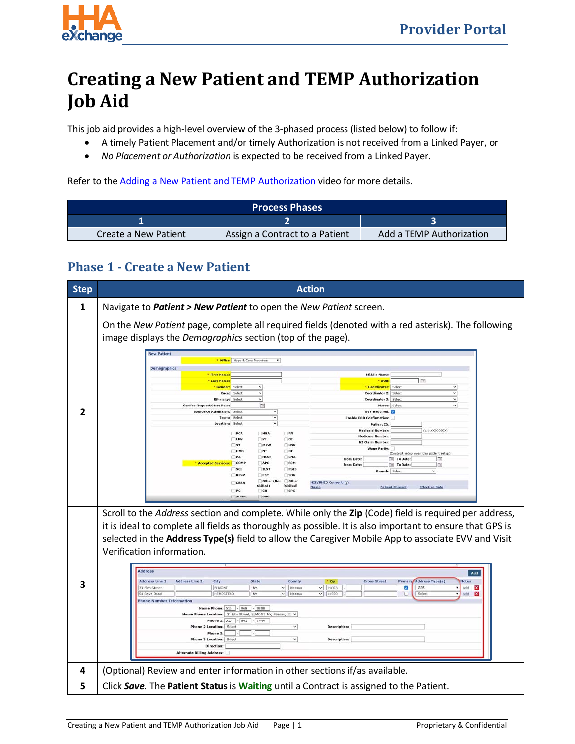# Creating a New Patient and TEMP Authorization Job Aid

This job aid provides a high-level overview of the 3-phased process (listed below) to follow if:

- A timely Patient Placement and/or timely Authorization is not received from a Linked Payer, or
- *No Placement or Authorization* is expected to be received from a Linked Payer.

Refer to the Adding a New Patient and TEMP Authorization video for more details.

| Process Phases | | |
|---|---|---|
| **1** | **2** | **3** |
| Create a New Patient | Assign a Contract to a Patient | Add a TEMP Authorization |

## Phase 1 - Create a New Patient

| Step | Action |
|---|---|
| 1 | Navigate to ***Patient > New Patient*** to open the *New Patient* screen. |
| 2 | On the *New Patient* page, complete all required fields (denoted with a red asterisk). The following image displays the *Demographics* section (top of the page). |
| 3 | Scroll to the *Address* section and complete. While only the **Zip** (Code) field is required per address, it is ideal to complete all fields as thoroughly as possible. It is also important to ensure that GPS is selected in the **Address Type(s)** field to allow the Caregiver Mobile App to associate EVV and Visit Verification information. |
| 4 | (Optional) Review and enter information in other sections if/as available. |
| 5 | Click ***Save***. The **Patient Status** is **Waiting** until a Contract is assigned to the Patient. |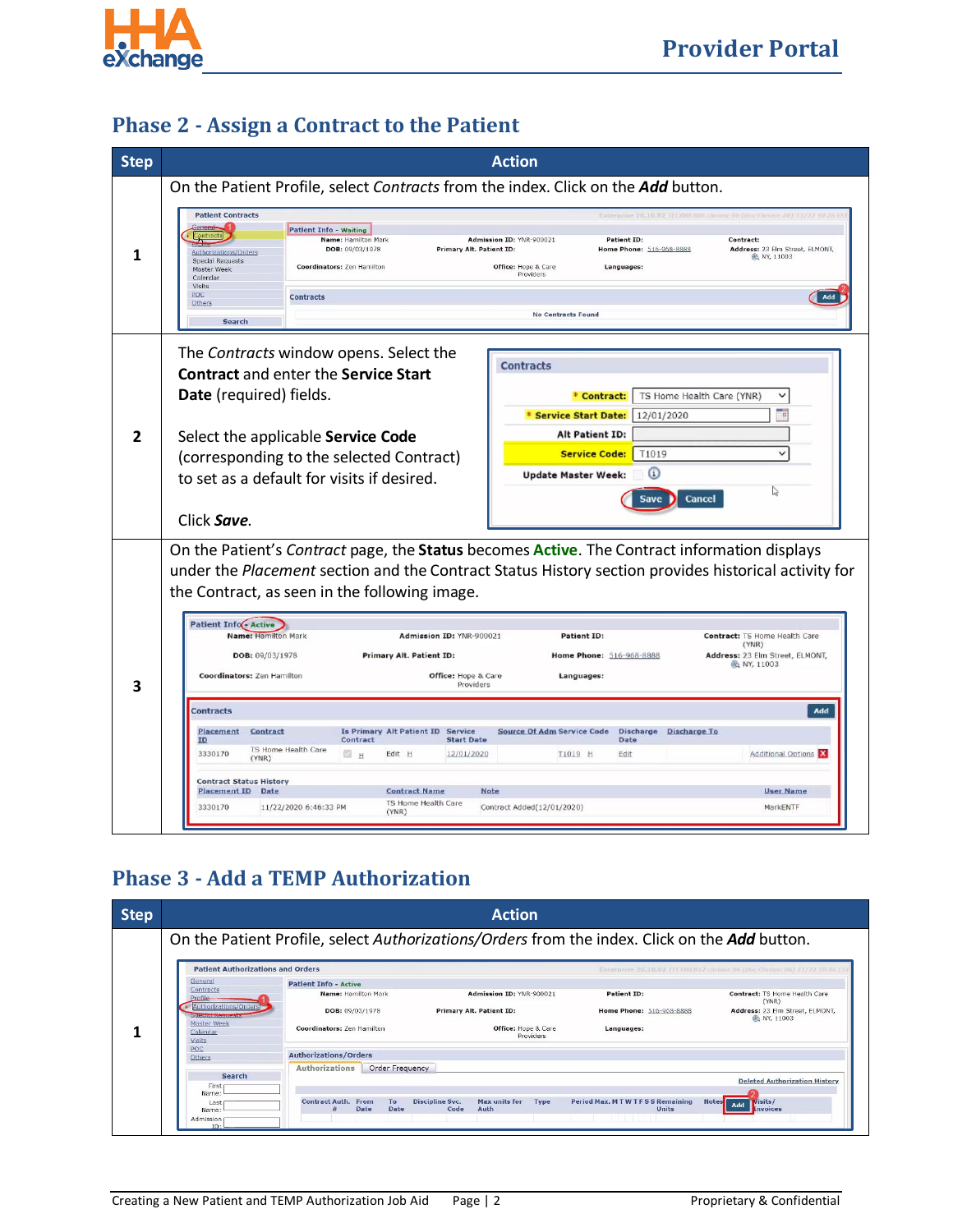## Phase 2 - Assign a Contract to the Patient

| Step | Action |
|---|---|
| 1 | On the Patient Profile, select *Contracts* from the index. Click on the ***Add*** button. |
| 2 | The *Contracts* window opens. Select the **Contract** and enter the **Service Start Date** (required) fields.<br><br>Select the applicable **Service Code** (corresponding to the selected Contract) to set as a default for visits if desired.<br><br>Click ***Save***. |
| 3 | On the Patient's *Contract* page, the **Status** becomes **Active**. The Contract information displays under the *Placement* section and the Contract Status History section provides historical activity for the Contract, as seen in the following image. |

## Phase 3 - Add a TEMP Authorization

| Step | Action |
|---|---|
| 1 | On the Patient Profile, select *Authorizations/Orders* from the index. Click on the ***Add*** button. |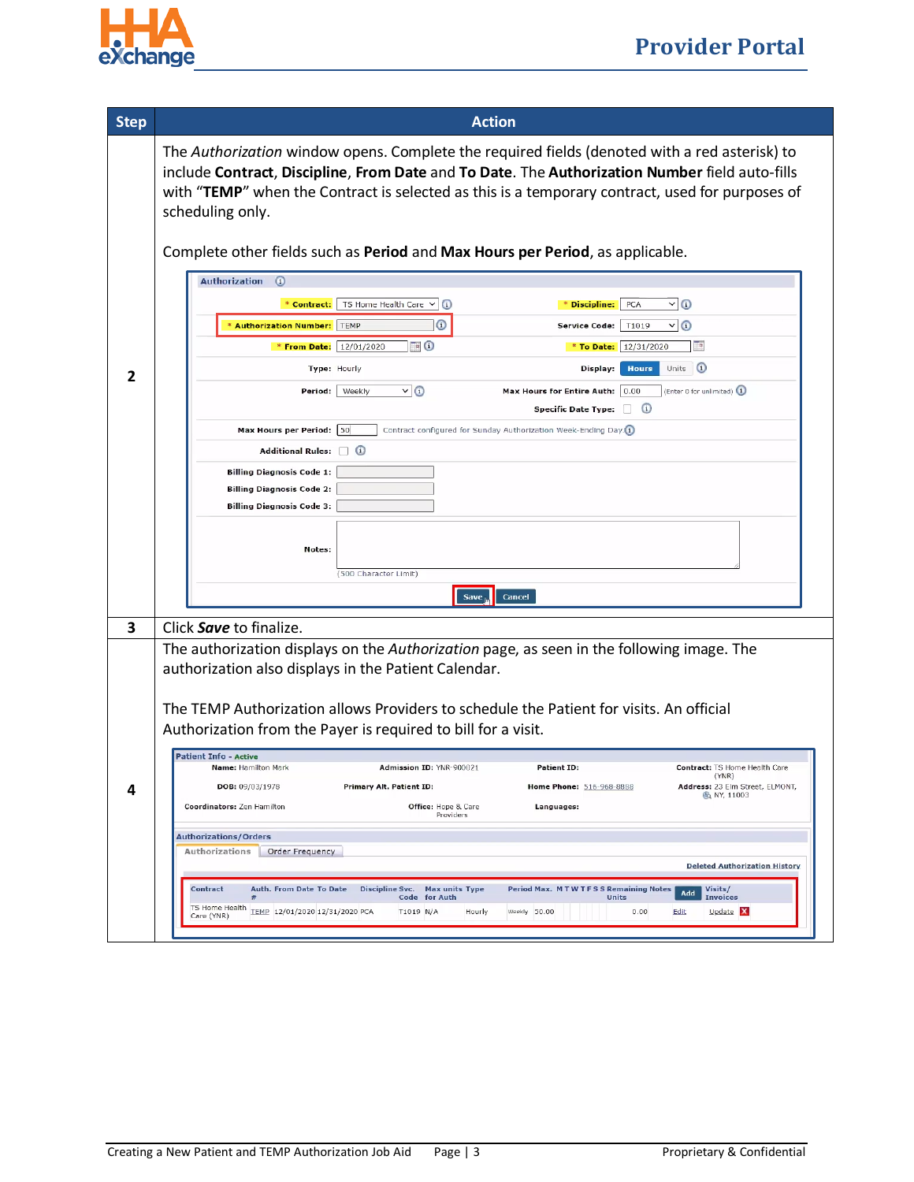| Step | Action |
|---|---|
| 2 | The *Authorization* window opens. Complete the required fields (denoted with a red asterisk) to include **Contract**, **Discipline**, **From Date** and **To Date**. The **Authorization Number** field auto-fills with "**TEMP**" when the Contract is selected as this is a temporary contract, used for purposes of scheduling only.<br><br>Complete other fields such as **Period** and **Max Hours per Period**, as applicable. |
| 3 | Click ***Save*** to finalize. |
| 4 | The authorization displays on the *Authorization* page, as seen in the following image. The authorization also displays in the Patient Calendar.<br><br>The TEMP Authorization allows Providers to schedule the Patient for visits. An official Authorization from the Payer is required to bill for a visit. |